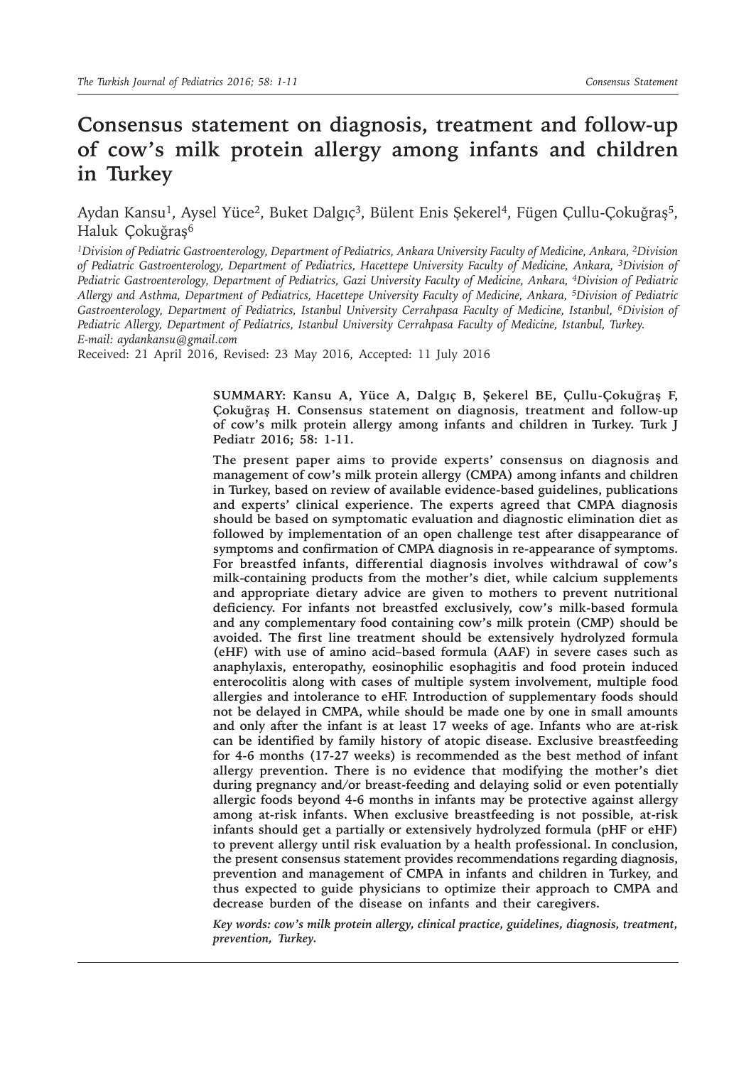# Consensus statement on diagnosis, treatment and follow-up of cow's milk protein allergy among infants and children in Turkey

Aydan Kansu[1], Aysel Yüce[2], Buket Dalgıç[3], Bülent Enis Şekerel[4], Fügen Çullu-Çokuğraş[5], Haluk Çokuğraş[6]

*[1]Division of Pediatric Gastroenterology, Department of Pediatrics, Ankara University Faculty of Medicine, Ankara, [2]Division of Pediatric Gastroenterology, Department of Pediatrics, Hacettepe University Faculty of Medicine, Ankara, [3]Division of Pediatric Gastroenterology, Department of Pediatrics, Gazi University Faculty of Medicine, Ankara, [4]Division of Pediatric Allergy and Asthma, Department of Pediatrics, Hacettepe University Faculty of Medicine, Ankara, [5]Division of Pediatric Gastroenterology, Department of Pediatrics, Istanbul University Cerrahpasa Faculty of Medicine, Istanbul, [6]Division of Pediatric Allergy, Department of Pediatrics, Istanbul University Cerrahpasa Faculty of Medicine, Istanbul, Turkey.*
*E-mail: aydankansu@gmail.com*

Received: 21 April 2016, Revised: 23 May 2016, Accepted: 11 July 2016

**SUMMARY: Kansu A, Yüce A, Dalgıç B, Şekerel BE, Çullu-Çokuğraş F, Çokuğraş H. Consensus statement on diagnosis, treatment and follow-up of cow's milk protein allergy among infants and children in Turkey. Turk J Pediatr 2016; 58: 1-11.**

**The present paper aims to provide experts' consensus on diagnosis and management of cow's milk protein allergy (CMPA) among infants and children in Turkey, based on review of available evidence-based guidelines, publications and experts' clinical experience. The experts agreed that CMPA diagnosis should be based on symptomatic evaluation and diagnostic elimination diet as followed by implementation of an open challenge test after disappearance of symptoms and confirmation of CMPA diagnosis in re-appearance of symptoms. For breastfed infants, differential diagnosis involves withdrawal of cow's milk-containing products from the mother's diet, while calcium supplements and appropriate dietary advice are given to mothers to prevent nutritional deficiency. For infants not breastfed exclusively, cow's milk-based formula and any complementary food containing cow's milk protein (CMP) should be avoided. The first line treatment should be extensively hydrolyzed formula (eHF) with use of amino acid–based formula (AAF) in severe cases such as anaphylaxis, enteropathy, eosinophilic esophagitis and food protein induced enterocolitis along with cases of multiple system involvement, multiple food allergies and intolerance to eHF. Introduction of supplementary foods should not be delayed in CMPA, while should be made one by one in small amounts and only after the infant is at least 17 weeks of age. Infants who are at-risk can be identified by family history of atopic disease. Exclusive breastfeeding for 4-6 months (17-27 weeks) is recommended as the best method of infant allergy prevention. There is no evidence that modifying the mother's diet during pregnancy and/or breast-feeding and delaying solid or even potentially allergic foods beyond 4-6 months in infants may be protective against allergy among at-risk infants. When exclusive breastfeeding is not possible, at-risk infants should get a partially or extensively hydrolyzed formula (pHF or eHF) to prevent allergy until risk evaluation by a health professional. In conclusion, the present consensus statement provides recommendations regarding diagnosis, prevention and management of CMPA in infants and children in Turkey, and thus expected to guide physicians to optimize their approach to CMPA and decrease burden of the disease on infants and their caregivers.**

*Key words: cow's milk protein allergy, clinical practice, guidelines, diagnosis, treatment, prevention, Turkey.*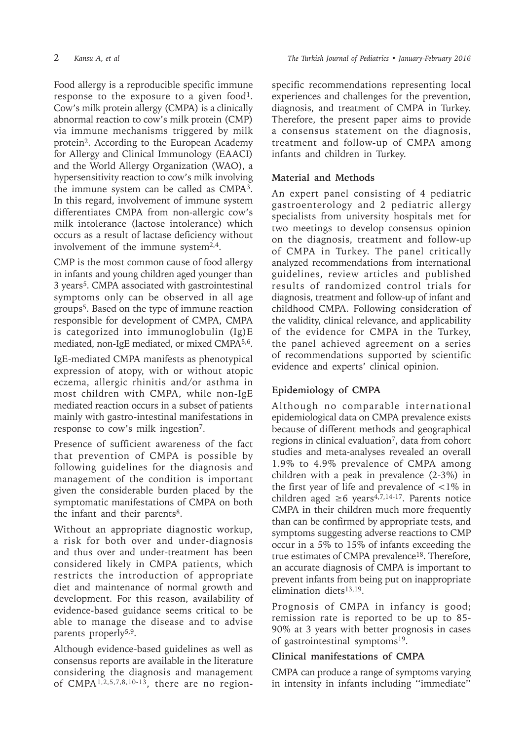Food allergy is a reproducible specific immune response to the exposure to a given food[1]. Cow's milk protein allergy (CMPA) is a clinically abnormal reaction to cow's milk protein (CMP) via immune mechanisms triggered by milk protein[2]. According to the European Academy for Allergy and Clinical Immunology (EAACI) and the World Allergy Organization (WAO), a hypersensitivity reaction to cow's milk involving the immune system can be called as CMPA[3]. In this regard, involvement of immune system differentiates CMPA from non-allergic cow's milk intolerance (lactose intolerance) which occurs as a result of lactase deficiency without involvement of the immune system[2,4].

CMP is the most common cause of food allergy in infants and young children aged younger than 3 years[5]. CMPA associated with gastrointestinal symptoms only can be observed in all age groups[5]. Based on the type of immune reaction responsible for development of CMPA, CMPA is categorized into immunoglobulin (Ig)E mediated, non-IgE mediated, or mixed CMPA[5,6].

IgE-mediated CMPA manifests as phenotypical expression of atopy, with or without atopic eczema, allergic rhinitis and/or asthma in most children with CMPA, while non-IgE mediated reaction occurs in a subset of patients mainly with gastro-intestinal manifestations in response to cow's milk ingestion[7].

Presence of sufficient awareness of the fact that prevention of CMPA is possible by following guidelines for the diagnosis and management of the condition is important given the considerable burden placed by the symptomatic manifestations of CMPA on both the infant and their parents[8].

Without an appropriate diagnostic workup, a risk for both over and under-diagnosis and thus over and under-treatment has been considered likely in CMPA patients, which restricts the introduction of appropriate diet and maintenance of normal growth and development. For this reason, availability of evidence-based guidance seems critical to be able to manage the disease and to advise parents properly[5,9].

Although evidence-based guidelines as well as consensus reports are available in the literature considering the diagnosis and management of CMPA[1,2,5,7,8,10-13], there are no region-specific recommendations representing local experiences and challenges for the prevention, diagnosis, and treatment of CMPA in Turkey. Therefore, the present paper aims to provide a consensus statement on the diagnosis, treatment and follow-up of CMPA among infants and children in Turkey.

## Material and Methods

An expert panel consisting of 4 pediatric gastroenterology and 2 pediatric allergy specialists from university hospitals met for two meetings to develop consensus opinion on the diagnosis, treatment and follow-up of CMPA in Turkey. The panel critically analyzed recommendations from international guidelines, review articles and published results of randomized control trials for diagnosis, treatment and follow-up of infant and childhood CMPA. Following consideration of the validity, clinical relevance, and applicability of the evidence for CMPA in the Turkey, the panel achieved agreement on a series of recommendations supported by scientific evidence and experts' clinical opinion.

## Epidemiology of CMPA

Although no comparable international epidemiological data on CMPA prevalence exists because of different methods and geographical regions in clinical evaluation[7], data from cohort studies and meta-analyses revealed an overall 1.9% to 4.9% prevalence of CMPA among children with a peak in prevalence (2-3%) in the first year of life and prevalence of <1% in children aged ≥6 years[4,7,14-17]. Parents notice CMPA in their children much more frequently than can be confirmed by appropriate tests, and symptoms suggesting adverse reactions to CMP occur in a 5% to 15% of infants exceeding the true estimates of CMPA prevalence[18]. Therefore, an accurate diagnosis of CMPA is important to prevent infants from being put on inappropriate elimination diets[13,19].

Prognosis of CMPA in infancy is good; remission rate is reported to be up to 85-90% at 3 years with better prognosis in cases of gastrointestinal symptoms[19].

## Clinical manifestations of CMPA

CMPA can produce a range of symptoms varying in intensity in infants including "immediate"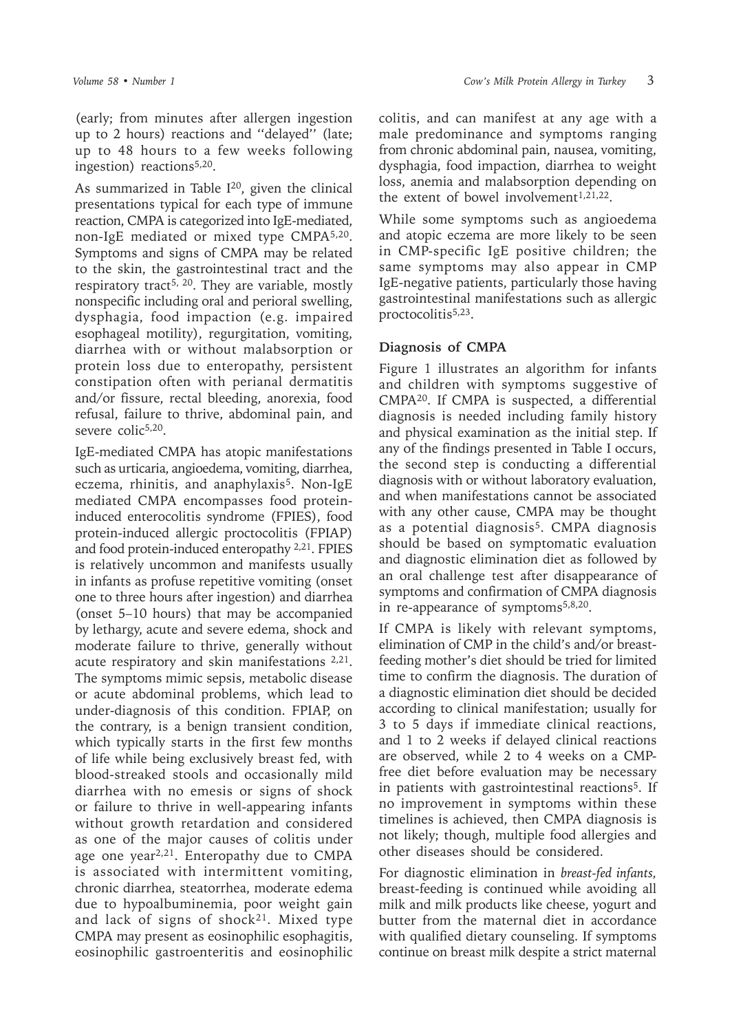(early; from minutes after allergen ingestion up to 2 hours) reactions and "delayed" (late; up to 48 hours to a few weeks following ingestion) reactions[5,20].

As summarized in Table I[20], given the clinical presentations typical for each type of immune reaction, CMPA is categorized into IgE-mediated, non-IgE mediated or mixed type CMPA[5,20]. Symptoms and signs of CMPA may be related to the skin, the gastrointestinal tract and the respiratory tract[5, 20]. They are variable, mostly nonspecific including oral and perioral swelling, dysphagia, food impaction (e.g. impaired esophageal motility), regurgitation, vomiting, diarrhea with or without malabsorption or protein loss due to enteropathy, persistent constipation often with perianal dermatitis and/or fissure, rectal bleeding, anorexia, food refusal, failure to thrive, abdominal pain, and severe colic[5,20].

IgE-mediated CMPA has atopic manifestations such as urticaria, angioedema, vomiting, diarrhea, eczema, rhinitis, and anaphylaxis[5]. Non-IgE mediated CMPA encompasses food protein-induced enterocolitis syndrome (FPIES), food protein-induced allergic proctocolitis (FPIAP) and food protein-induced enteropathy [2,21]. FPIES is relatively uncommon and manifests usually in infants as profuse repetitive vomiting (onset one to three hours after ingestion) and diarrhea (onset 5–10 hours) that may be accompanied by lethargy, acute and severe edema, shock and moderate failure to thrive, generally without acute respiratory and skin manifestations [2,21]. The symptoms mimic sepsis, metabolic disease or acute abdominal problems, which lead to under-diagnosis of this condition. FPIAP, on the contrary, is a benign transient condition, which typically starts in the first few months of life while being exclusively breast fed, with blood-streaked stools and occasionally mild diarrhea with no emesis or signs of shock or failure to thrive in well-appearing infants without growth retardation and considered as one of the major causes of colitis under age one year[2,21]. Enteropathy due to CMPA is associated with intermittent vomiting, chronic diarrhea, steatorrhea, moderate edema due to hypoalbuminemia, poor weight gain and lack of signs of shock[21]. Mixed type CMPA may present as eosinophilic esophagitis, eosinophilic gastroenteritis and eosinophilic colitis, and can manifest at any age with a male predominance and symptoms ranging from chronic abdominal pain, nausea, vomiting, dysphagia, food impaction, diarrhea to weight loss, anemia and malabsorption depending on the extent of bowel involvement[1,21,22].

While some symptoms such as angioedema and atopic eczema are more likely to be seen in CMP-specific IgE positive children; the same symptoms may also appear in CMP IgE-negative patients, particularly those having gastrointestinal manifestations such as allergic proctocolitis[5,23].

## Diagnosis of CMPA

Figure 1 illustrates an algorithm for infants and children with symptoms suggestive of CMPA[20]. If CMPA is suspected, a differential diagnosis is needed including family history and physical examination as the initial step. If any of the findings presented in Table I occurs, the second step is conducting a differential diagnosis with or without laboratory evaluation, and when manifestations cannot be associated with any other cause, CMPA may be thought as a potential diagnosis[5]. CMPA diagnosis should be based on symptomatic evaluation and diagnostic elimination diet as followed by an oral challenge test after disappearance of symptoms and confirmation of CMPA diagnosis in re-appearance of symptoms[5,8,20].

If CMPA is likely with relevant symptoms, elimination of CMP in the child's and/or breast-feeding mother's diet should be tried for limited time to confirm the diagnosis. The duration of a diagnostic elimination diet should be decided according to clinical manifestation; usually for 3 to 5 days if immediate clinical reactions, and 1 to 2 weeks if delayed clinical reactions are observed, while 2 to 4 weeks on a CMP-free diet before evaluation may be necessary in patients with gastrointestinal reactions[5]. If no improvement in symptoms within these timelines is achieved, then CMPA diagnosis is not likely; though, multiple food allergies and other diseases should be considered.

For diagnostic elimination in *breast-fed infants,* breast-feeding is continued while avoiding all milk and milk products like cheese, yogurt and butter from the maternal diet in accordance with qualified dietary counseling. If symptoms continue on breast milk despite a strict maternal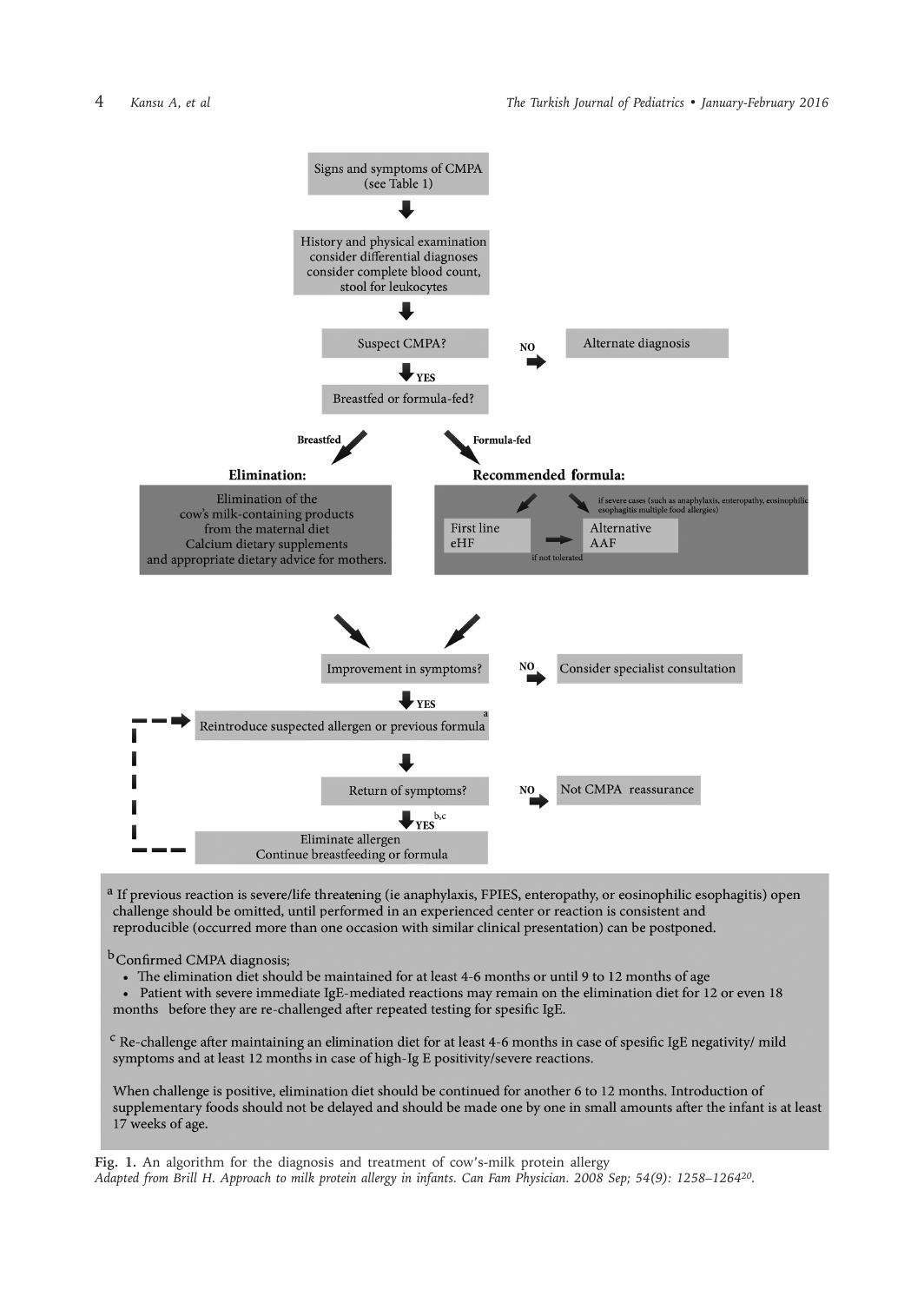Signs and symptoms of CMPA (see Table 1)

↓

History and physical examination consider differential diagnoses consider complete blood count, stool for leukocytes

↓

Suspect CMPA? — NO → Alternate diagnosis

↓ YES

Breastfed or formula-fed?

**Breastfed** ↙ ↘ **Formula-fed**

**Elimination:**

Elimination of the cow's milk-containing products from the maternal diet
Calcium dietary supplements
and appropriate dietary advice for mothers.

**Recommended formula:**

First line eHF → (if not tolerated) → Alternative AAF

if severe cases (such as anaphylaxis, enteropathy, eosinophilic esophagitis multiple food allergies) → Alternative AAF

↘ ↙

Improvement in symptoms? — NO → Consider specialist consultation

↓ YES

Reintroduce suspected allergen or previous formula[a]

↓

Return of symptoms? — NO → Not CMPA reassurance

↓ YES[b,c]

Eliminate allergen
Continue breastfeeding or formula

(dashed arrow from "Eliminate allergen" back to "Reintroduce suspected allergen or previous formula")

[a] If previous reaction is severe/life threatening (ie anaphylaxis, FPIES, enteropathy, or eosinophilic esophagitis) open challenge should be omitted, until performed in an experienced center or reaction is consistent and reproducible (occurred more than one occasion with similar clinical presentation) can be postponed.

[b] Confirmed CMPA diagnosis;

- The elimination diet should be maintained for at least 4-6 months or until 9 to 12 months of age
- Patient with severe immediate IgE-mediated reactions may remain on the elimination diet for 12 or even 18 months before they are re-challenged after repeated testing for spesific IgE.

[c] Re-challenge after maintaining an elimination diet for at least 4-6 months in case of spesific IgE negativity/ mild symptoms and at least 12 months in case of high-Ig E positivity/severe reactions.

When challenge is positive, elimination diet should be continued for another 6 to 12 months. Introduction of supplementary foods should not be delayed and should be made one by one in small amounts after the infant is at least 17 weeks of age.

**Fig. 1.** An algorithm for the diagnosis and treatment of cow's-milk protein allergy
*Adapted from Brill H. Approach to milk protein allergy in infants. Can Fam Physician. 2008 Sep; 54(9): 1258–1264[20].*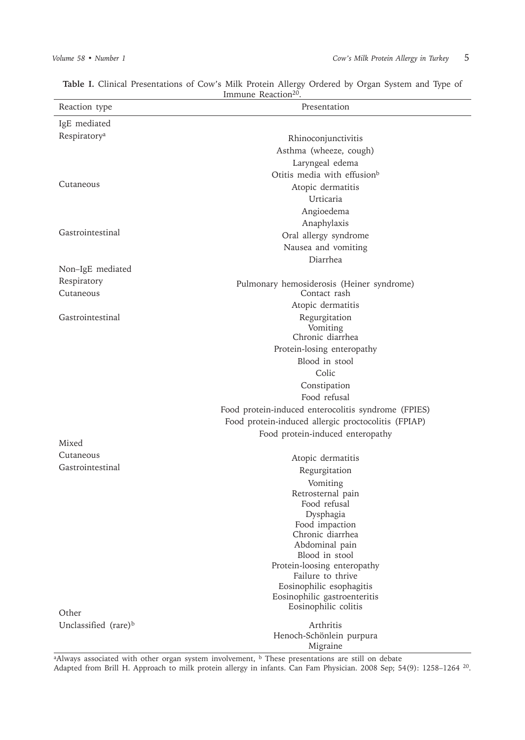**Table I.** Clinical Presentations of Cow's Milk Protein Allergy Ordered by Organ System and Type of Immune Reaction[20].

| Reaction type | Presentation |
|---|---|
| IgE mediated | |
| Respiratory[a] | Rhinoconjunctivitis |
| | Asthma (wheeze, cough) |
| | Laryngeal edema |
| | Otitis media with effusion[b] |
| Cutaneous | Atopic dermatitis |
| | Urticaria |
| | Angioedema |
| | Anaphylaxis |
| Gastrointestinal | Oral allergy syndrome |
| | Nausea and vomiting |
| | Diarrhea |
| Non–IgE mediated | |
| Respiratory | Pulmonary hemosiderosis (Heiner syndrome) |
| Cutaneous | Contact rash |
| | Atopic dermatitis |
| Gastrointestinal | Regurgitation |
| | Vomiting |
| | Chronic diarrhea |
| | Protein-losing enteropathy |
| | Blood in stool |
| | Colic |
| | Constipation |
| | Food refusal |
| | Food protein-induced enterocolitis syndrome (FPIES) |
| | Food protein-induced allergic proctocolitis (FPIAP) |
| | Food protein-induced enteropathy |
| Mixed | |
| Cutaneous | Atopic dermatitis |
| Gastrointestinal | Regurgitation |
| | Vomiting |
| | Retrosternal pain |
| | Food refusal |
| | Dysphagia |
| | Food impaction |
| | Chronic diarrhea |
| | Abdominal pain |
| | Blood in stool |
| | Protein-loosing enteropathy |
| | Failure to thrive |
| | Eosinophilic esophagitis |
| | Eosinophilic gastroenteritis |
| | Eosinophilic colitis |
| Other | |
| Unclassified (rare)[b] | Arthritis |
| | Henoch-Schönlein purpura |
| | Migraine |

[a]Always associated with other organ system involvement, [b] These presentations are still on debate
Adapted from Brill H. Approach to milk protein allergy in infants. Can Fam Physician. 2008 Sep; 54(9): 1258–1264 [20].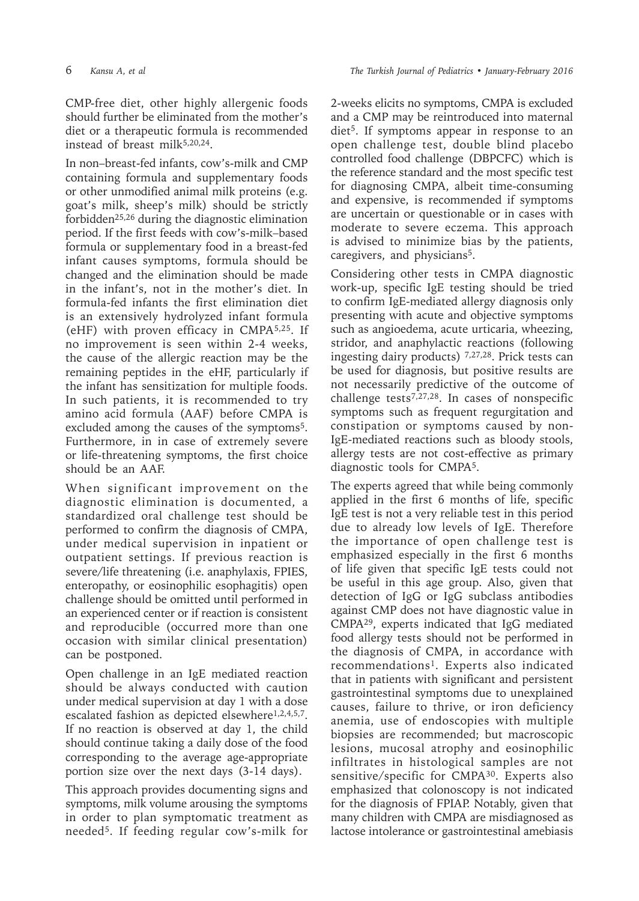CMP-free diet, other highly allergenic foods should further be eliminated from the mother's diet or a therapeutic formula is recommended instead of breast milk[5,20,24].

In non–breast-fed infants, cow's-milk and CMP containing formula and supplementary foods or other unmodified animal milk proteins (e.g. goat's milk, sheep's milk) should be strictly forbidden[25,26] during the diagnostic elimination period. If the first feeds with cow's-milk–based formula or supplementary food in a breast-fed infant causes symptoms, formula should be changed and the elimination should be made in the infant's, not in the mother's diet. In formula-fed infants the first elimination diet is an extensively hydrolyzed infant formula (eHF) with proven efficacy in CMPA[5,25]. If no improvement is seen within 2-4 weeks, the cause of the allergic reaction may be the remaining peptides in the eHF, particularly if the infant has sensitization for multiple foods. In such patients, it is recommended to try amino acid formula (AAF) before CMPA is excluded among the causes of the symptoms[5]. Furthermore, in in case of extremely severe or life-threatening symptoms, the first choice should be an AAF.

When significant improvement on the diagnostic elimination is documented, a standardized oral challenge test should be performed to confirm the diagnosis of CMPA, under medical supervision in inpatient or outpatient settings. If previous reaction is severe/life threatening (i.e. anaphylaxis, FPIES, enteropathy, or eosinophilic esophagitis) open challenge should be omitted until performed in an experienced center or if reaction is consistent and reproducible (occurred more than one occasion with similar clinical presentation) can be postponed.

Open challenge in an IgE mediated reaction should be always conducted with caution under medical supervision at day 1 with a dose escalated fashion as depicted elsewhere[1,2,4,5,7]. If no reaction is observed at day 1, the child should continue taking a daily dose of the food corresponding to the average age-appropriate portion size over the next days (3-14 days).

This approach provides documenting signs and symptoms, milk volume arousing the symptoms in order to plan symptomatic treatment as needed[5]. If feeding regular cow's-milk for 2-weeks elicits no symptoms, CMPA is excluded and a CMP may be reintroduced into maternal diet[5]. If symptoms appear in response to an open challenge test, double blind placebo controlled food challenge (DBPCFC) which is the reference standard and the most specific test for diagnosing CMPA, albeit time-consuming and expensive, is recommended if symptoms are uncertain or questionable or in cases with moderate to severe eczema. This approach is advised to minimize bias by the patients, caregivers, and physicians[5].

Considering other tests in CMPA diagnostic work-up, specific IgE testing should be tried to confirm IgE-mediated allergy diagnosis only presenting with acute and objective symptoms such as angioedema, acute urticaria, wheezing, stridor, and anaphylactic reactions (following ingesting dairy products) [7,27,28]. Prick tests can be used for diagnosis, but positive results are not necessarily predictive of the outcome of challenge tests[7,27,28]. In cases of nonspecific symptoms such as frequent regurgitation and constipation or symptoms caused by non-IgE-mediated reactions such as bloody stools, allergy tests are not cost-effective as primary diagnostic tools for CMPA[5].

The experts agreed that while being commonly applied in the first 6 months of life, specific IgE test is not a very reliable test in this period due to already low levels of IgE. Therefore the importance of open challenge test is emphasized especially in the first 6 months of life given that specific IgE tests could not be useful in this age group. Also, given that detection of IgG or IgG subclass antibodies against CMP does not have diagnostic value in CMPA[29], experts indicated that IgG mediated food allergy tests should not be performed in the diagnosis of CMPA, in accordance with recommendations[1]. Experts also indicated that in patients with significant and persistent gastrointestinal symptoms due to unexplained causes, failure to thrive, or iron deficiency anemia, use of endoscopies with multiple biopsies are recommended; but macroscopic lesions, mucosal atrophy and eosinophilic infiltrates in histological samples are not sensitive/specific for CMPA[30]. Experts also emphasized that colonoscopy is not indicated for the diagnosis of FPIAP. Notably, given that many children with CMPA are misdiagnosed as lactose intolerance or gastrointestinal amebiasis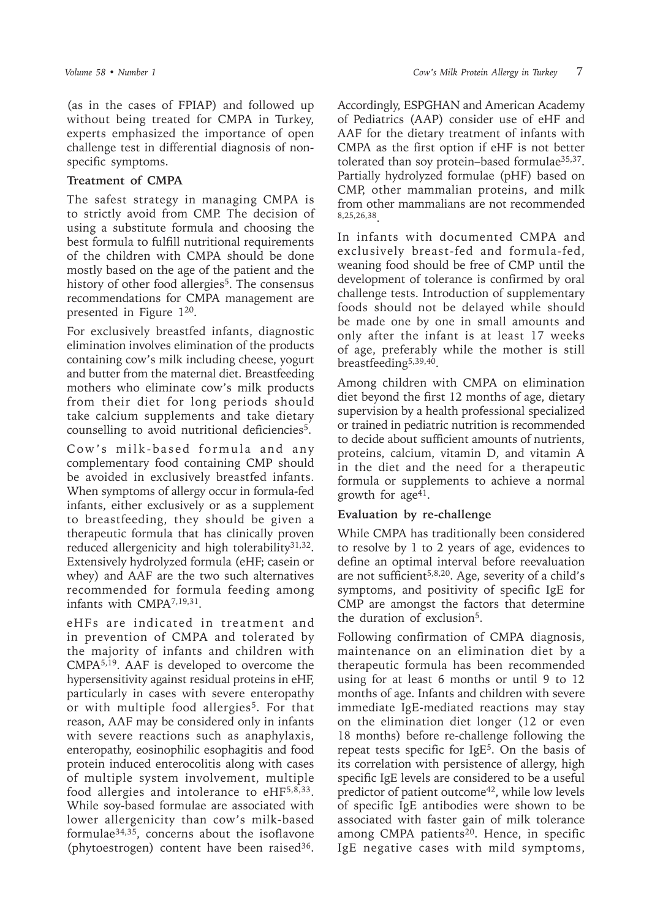(as in the cases of FPIAP) and followed up without being treated for CMPA in Turkey, experts emphasized the importance of open challenge test in differential diagnosis of non-specific symptoms.

### Treatment of CMPA

The safest strategy in managing CMPA is to strictly avoid from CMP. The decision of using a substitute formula and choosing the best formula to fulfill nutritional requirements of the children with CMPA should be done mostly based on the age of the patient and the history of other food allergies[5]. The consensus recommendations for CMPA management are presented in Figure 1[20].

For exclusively breastfed infants, diagnostic elimination involves elimination of the products containing cow's milk including cheese, yogurt and butter from the maternal diet. Breastfeeding mothers who eliminate cow's milk products from their diet for long periods should take calcium supplements and take dietary counselling to avoid nutritional deficiencies[5].

Cow's milk-based formula and any complementary food containing CMP should be avoided in exclusively breastfed infants. When symptoms of allergy occur in formula-fed infants, either exclusively or as a supplement to breastfeeding, they should be given a therapeutic formula that has clinically proven reduced allergenicity and high tolerability[31,32]. Extensively hydrolyzed formula (eHF; casein or whey) and AAF are the two such alternatives recommended for formula feeding among infants with CMPA[7,19,31].

eHFs are indicated in treatment and in prevention of CMPA and tolerated by the majority of infants and children with CMPA[5,19]. AAF is developed to overcome the hypersensitivity against residual proteins in eHF, particularly in cases with severe enteropathy or with multiple food allergies[5]. For that reason, AAF may be considered only in infants with severe reactions such as anaphylaxis, enteropathy, eosinophilic esophagitis and food protein induced enterocolitis along with cases of multiple system involvement, multiple food allergies and intolerance to eHF[5,8,33]. While soy-based formulae are associated with lower allergenicity than cow's milk-based formulae[34,35], concerns about the isoflavone (phytoestrogen) content have been raised[36]. Accordingly, ESPGHAN and American Academy of Pediatrics (AAP) consider use of eHF and AAF for the dietary treatment of infants with CMPA as the first option if eHF is not better tolerated than soy protein–based formulae[35,37]. Partially hydrolyzed formulae (pHF) based on CMP, other mammalian proteins, and milk from other mammalians are not recommended [8,25,26,38].

In infants with documented CMPA and exclusively breast-fed and formula-fed, weaning food should be free of CMP until the development of tolerance is confirmed by oral challenge tests. Introduction of supplementary foods should not be delayed while should be made one by one in small amounts and only after the infant is at least 17 weeks of age, preferably while the mother is still breastfeeding[5,39,40].

Among children with CMPA on elimination diet beyond the first 12 months of age, dietary supervision by a health professional specialized or trained in pediatric nutrition is recommended to decide about sufficient amounts of nutrients, proteins, calcium, vitamin D, and vitamin A in the diet and the need for a therapeutic formula or supplements to achieve a normal growth for age[41].

### Evaluation by re-challenge

While CMPA has traditionally been considered to resolve by 1 to 2 years of age, evidences to define an optimal interval before reevaluation are not sufficient[5,8,20]. Age, severity of a child's symptoms, and positivity of specific IgE for CMP are amongst the factors that determine the duration of exclusion[5].

Following confirmation of CMPA diagnosis, maintenance on an elimination diet by a therapeutic formula has been recommended using for at least 6 months or until 9 to 12 months of age. Infants and children with severe immediate IgE-mediated reactions may stay on the elimination diet longer (12 or even 18 months) before re-challenge following the repeat tests specific for IgE[5]. On the basis of its correlation with persistence of allergy, high specific IgE levels are considered to be a useful predictor of patient outcome[42], while low levels of specific IgE antibodies were shown to be associated with faster gain of milk tolerance among CMPA patients[20]. Hence, in specific IgE negative cases with mild symptoms,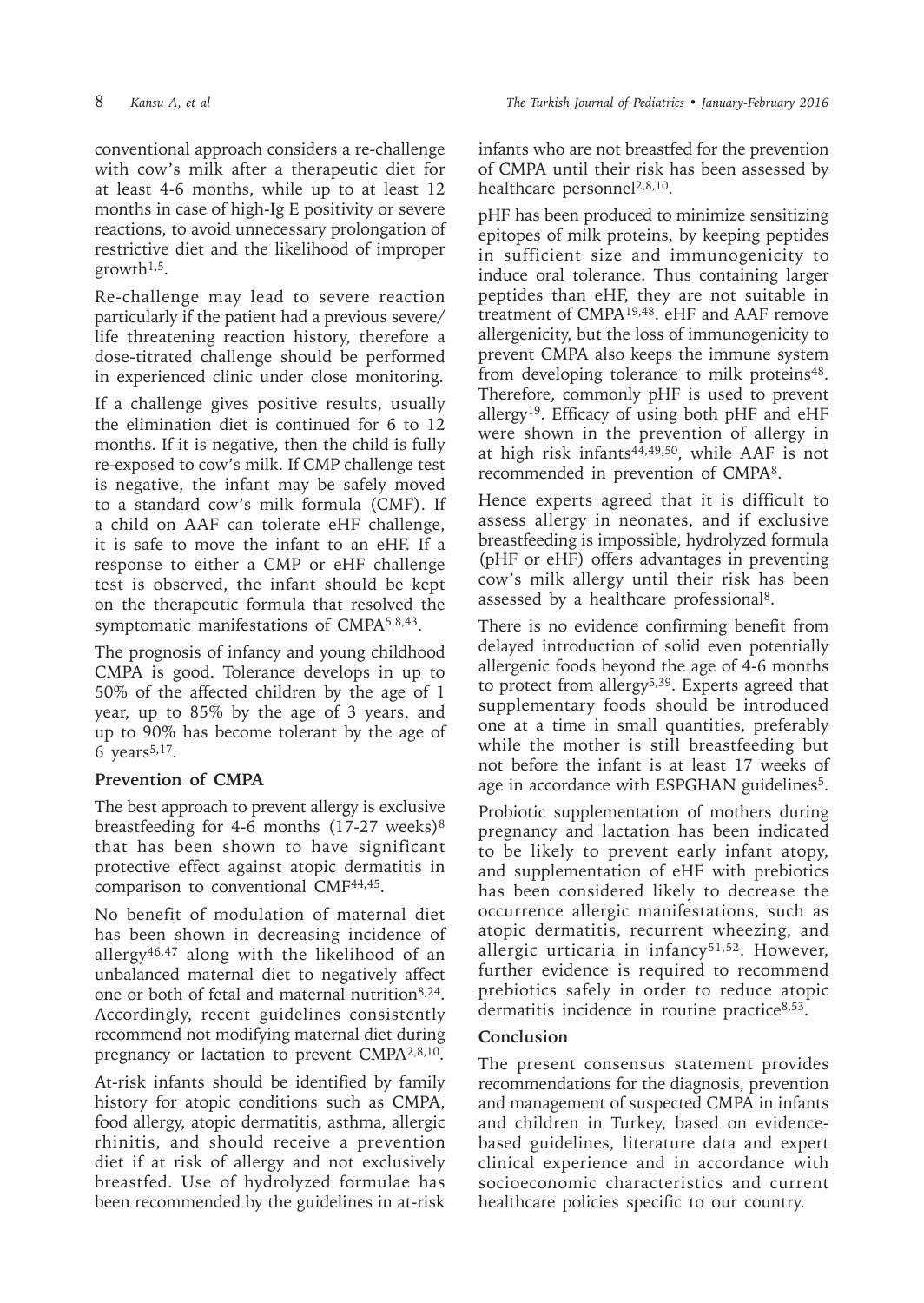conventional approach considers a re-challenge with cow's milk after a therapeutic diet for at least 4-6 months, while up to at least 12 months in case of high-Ig E positivity or severe reactions, to avoid unnecessary prolongation of restrictive diet and the likelihood of improper growth[1,5].

Re-challenge may lead to severe reaction particularly if the patient had a previous severe/ life threatening reaction history, therefore a dose-titrated challenge should be performed in experienced clinic under close monitoring.

If a challenge gives positive results, usually the elimination diet is continued for 6 to 12 months. If it is negative, then the child is fully re-exposed to cow's milk. If CMP challenge test is negative, the infant may be safely moved to a standard cow's milk formula (CMF). If a child on AAF can tolerate eHF challenge, it is safe to move the infant to an eHF. If a response to either a CMP or eHF challenge test is observed, the infant should be kept on the therapeutic formula that resolved the symptomatic manifestations of CMPA[5,8,43].

The prognosis of infancy and young childhood CMPA is good. Tolerance develops in up to 50% of the affected children by the age of 1 year, up to 85% by the age of 3 years, and up to 90% has become tolerant by the age of 6 years[5,17].

## Prevention of CMPA

The best approach to prevent allergy is exclusive breastfeeding for 4-6 months (17-27 weeks)[8] that has been shown to have significant protective effect against atopic dermatitis in comparison to conventional CMF[44,45].

No benefit of modulation of maternal diet has been shown in decreasing incidence of allergy[46,47] along with the likelihood of an unbalanced maternal diet to negatively affect one or both of fetal and maternal nutrition[8,24]. Accordingly, recent guidelines consistently recommend not modifying maternal diet during pregnancy or lactation to prevent CMPA[2,8,10].

At-risk infants should be identified by family history for atopic conditions such as CMPA, food allergy, atopic dermatitis, asthma, allergic rhinitis, and should receive a prevention diet if at risk of allergy and not exclusively breastfed. Use of hydrolyzed formulae has been recommended by the guidelines in at-risk infants who are not breastfed for the prevention of CMPA until their risk has been assessed by healthcare personnel[2,8,10].

pHF has been produced to minimize sensitizing epitopes of milk proteins, by keeping peptides in sufficient size and immunogenicity to induce oral tolerance. Thus containing larger peptides than eHF, they are not suitable in treatment of CMPA[19,48]. eHF and AAF remove allergenicity, but the loss of immunogenicity to prevent CMPA also keeps the immune system from developing tolerance to milk proteins[48]. Therefore, commonly pHF is used to prevent allergy[19]. Efficacy of using both pHF and eHF were shown in the prevention of allergy in at high risk infants[44,49,50], while AAF is not recommended in prevention of CMPA[8].

Hence experts agreed that it is difficult to assess allergy in neonates, and if exclusive breastfeeding is impossible, hydrolyzed formula (pHF or eHF) offers advantages in preventing cow's milk allergy until their risk has been assessed by a healthcare professional[8].

There is no evidence confirming benefit from delayed introduction of solid even potentially allergenic foods beyond the age of 4-6 months to protect from allergy[5,39]. Experts agreed that supplementary foods should be introduced one at a time in small quantities, preferably while the mother is still breastfeeding but not before the infant is at least 17 weeks of age in accordance with ESPGHAN guidelines[5].

Probiotic supplementation of mothers during pregnancy and lactation has been indicated to be likely to prevent early infant atopy, and supplementation of eHF with prebiotics has been considered likely to decrease the occurrence allergic manifestations, such as atopic dermatitis, recurrent wheezing, and allergic urticaria in infancy[51,52]. However, further evidence is required to recommend prebiotics safely in order to reduce atopic dermatitis incidence in routine practice[8,53].

## Conclusion

The present consensus statement provides recommendations for the diagnosis, prevention and management of suspected CMPA in infants and children in Turkey, based on evidence-based guidelines, literature data and expert clinical experience and in accordance with socioeconomic characteristics and current healthcare policies specific to our country.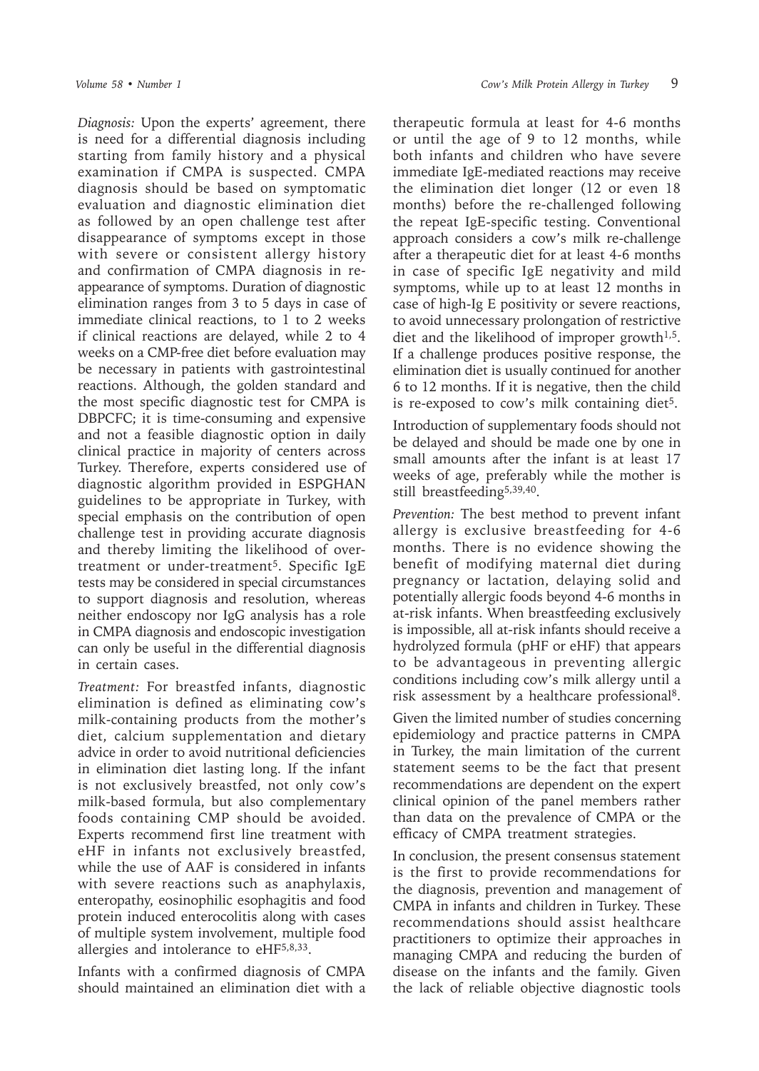*Diagnosis:* Upon the experts' agreement, there is need for a differential diagnosis including starting from family history and a physical examination if CMPA is suspected. CMPA diagnosis should be based on symptomatic evaluation and diagnostic elimination diet as followed by an open challenge test after disappearance of symptoms except in those with severe or consistent allergy history and confirmation of CMPA diagnosis in re-appearance of symptoms. Duration of diagnostic elimination ranges from 3 to 5 days in case of immediate clinical reactions, to 1 to 2 weeks if clinical reactions are delayed, while 2 to 4 weeks on a CMP-free diet before evaluation may be necessary in patients with gastrointestinal reactions. Although, the golden standard and the most specific diagnostic test for CMPA is DBPCFC; it is time-consuming and expensive and not a feasible diagnostic option in daily clinical practice in majority of centers across Turkey. Therefore, experts considered use of diagnostic algorithm provided in ESPGHAN guidelines to be appropriate in Turkey, with special emphasis on the contribution of open challenge test in providing accurate diagnosis and thereby limiting the likelihood of over-treatment or under-treatment[5]. Specific IgE tests may be considered in special circumstances to support diagnosis and resolution, whereas neither endoscopy nor IgG analysis has a role in CMPA diagnosis and endoscopic investigation can only be useful in the differential diagnosis in certain cases.

*Treatment:* For breastfed infants, diagnostic elimination is defined as eliminating cow's milk-containing products from the mother's diet, calcium supplementation and dietary advice in order to avoid nutritional deficiencies in elimination diet lasting long. If the infant is not exclusively breastfed, not only cow's milk-based formula, but also complementary foods containing CMP should be avoided. Experts recommend first line treatment with eHF in infants not exclusively breastfed, while the use of AAF is considered in infants with severe reactions such as anaphylaxis, enteropathy, eosinophilic esophagitis and food protein induced enterocolitis along with cases of multiple system involvement, multiple food allergies and intolerance to eHF[5,8,33].

Infants with a confirmed diagnosis of CMPA should maintained an elimination diet with a therapeutic formula at least for 4-6 months or until the age of 9 to 12 months, while both infants and children who have severe immediate IgE-mediated reactions may receive the elimination diet longer (12 or even 18 months) before the re-challenged following the repeat IgE-specific testing. Conventional approach considers a cow's milk re-challenge after a therapeutic diet for at least 4-6 months in case of specific IgE negativity and mild symptoms, while up to at least 12 months in case of high-Ig E positivity or severe reactions, to avoid unnecessary prolongation of restrictive diet and the likelihood of improper growth[1,5]. If a challenge produces positive response, the elimination diet is usually continued for another 6 to 12 months. If it is negative, then the child is re-exposed to cow's milk containing diet[5].

Introduction of supplementary foods should not be delayed and should be made one by one in small amounts after the infant is at least 17 weeks of age, preferably while the mother is still breastfeeding[5,39,40].

*Prevention:* The best method to prevent infant allergy is exclusive breastfeeding for 4-6 months. There is no evidence showing the benefit of modifying maternal diet during pregnancy or lactation, delaying solid and potentially allergic foods beyond 4-6 months in at-risk infants. When breastfeeding exclusively is impossible, all at-risk infants should receive a hydrolyzed formula (pHF or eHF) that appears to be advantageous in preventing allergic conditions including cow's milk allergy until a risk assessment by a healthcare professional[8].

Given the limited number of studies concerning epidemiology and practice patterns in CMPA in Turkey, the main limitation of the current statement seems to be the fact that present recommendations are dependent on the expert clinical opinion of the panel members rather than data on the prevalence of CMPA or the efficacy of CMPA treatment strategies.

In conclusion, the present consensus statement is the first to provide recommendations for the diagnosis, prevention and management of CMPA in infants and children in Turkey. These recommendations should assist healthcare practitioners to optimize their approaches in managing CMPA and reducing the burden of disease on the infants and the family. Given the lack of reliable objective diagnostic tools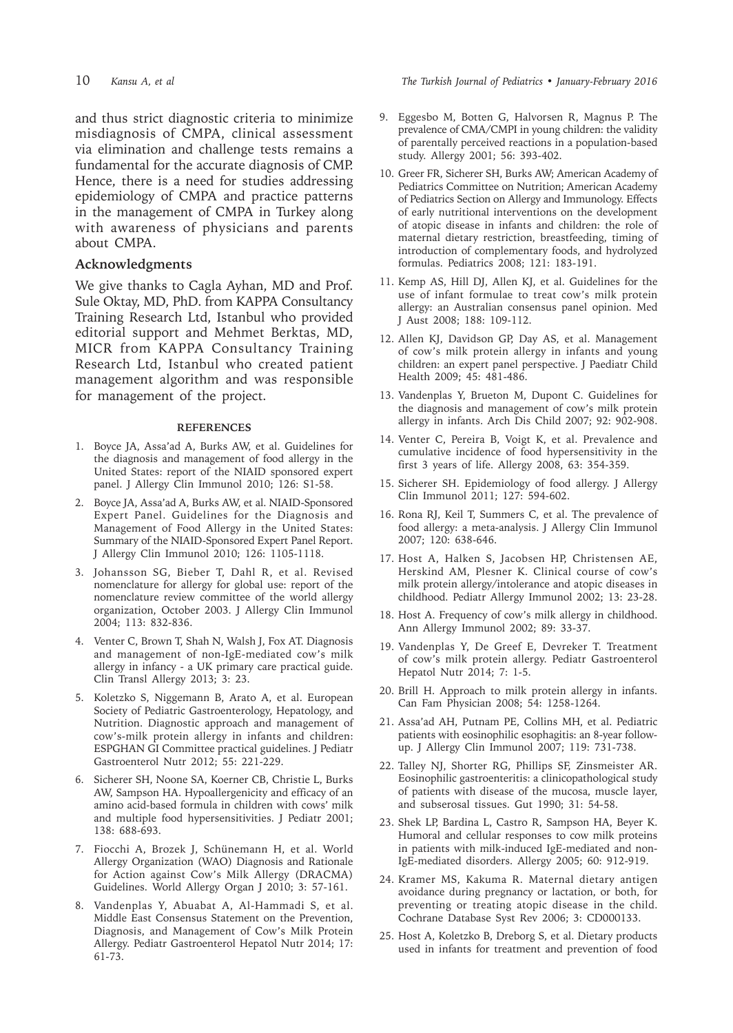and thus strict diagnostic criteria to minimize misdiagnosis of CMPA, clinical assessment via elimination and challenge tests remains a fundamental for the accurate diagnosis of CMP. Hence, there is a need for studies addressing epidemiology of CMPA and practice patterns in the management of CMPA in Turkey along with awareness of physicians and parents about CMPA.

## Acknowledgments

We give thanks to Cagla Ayhan, MD and Prof. Sule Oktay, MD, PhD. from KAPPA Consultancy Training Research Ltd, Istanbul who provided editorial support and Mehmet Berktas, MD, MICR from KAPPA Consultancy Training Research Ltd, Istanbul who created patient management algorithm and was responsible for management of the project.

## REFERENCES

1. Boyce JA, Assa'ad A, Burks AW, et al. Guidelines for the diagnosis and management of food allergy in the United States: report of the NIAID sponsored expert panel. J Allergy Clin Immunol 2010; 126: S1-58.
2. Boyce JA, Assa'ad A, Burks AW, et al. NIAID-Sponsored Expert Panel. Guidelines for the Diagnosis and Management of Food Allergy in the United States: Summary of the NIAID-Sponsored Expert Panel Report. J Allergy Clin Immunol 2010; 126: 1105-1118.
3. Johansson SG, Bieber T, Dahl R, et al. Revised nomenclature for allergy for global use: report of the nomenclature review committee of the world allergy organization, October 2003. J Allergy Clin Immunol 2004; 113: 832-836.
4. Venter C, Brown T, Shah N, Walsh J, Fox AT. Diagnosis and management of non-IgE-mediated cow's milk allergy in infancy - a UK primary care practical guide. Clin Transl Allergy 2013; 3: 23.
5. Koletzko S, Niggemann B, Arato A, et al. European Society of Pediatric Gastroenterology, Hepatology, and Nutrition. Diagnostic approach and management of cow's-milk protein allergy in infants and children: ESPGHAN GI Committee practical guidelines. J Pediatr Gastroenterol Nutr 2012; 55: 221-229.
6. Sicherer SH, Noone SA, Koerner CB, Christie L, Burks AW, Sampson HA. Hypoallergenicity and efficacy of an amino acid-based formula in children with cows' milk and multiple food hypersensitivities. J Pediatr 2001; 138: 688-693.
7. Fiocchi A, Brozek J, Schünemann H, et al. World Allergy Organization (WAO) Diagnosis and Rationale for Action against Cow's Milk Allergy (DRACMA) Guidelines. World Allergy Organ J 2010; 3: 57-161.
8. Vandenplas Y, Abuabat A, Al-Hammadi S, et al. Middle East Consensus Statement on the Prevention, Diagnosis, and Management of Cow's Milk Protein Allergy. Pediatr Gastroenterol Hepatol Nutr 2014; 17: 61-73.
9. Eggesbo M, Botten G, Halvorsen R, Magnus P. The prevalence of CMA/CMPI in young children: the validity of parentally perceived reactions in a population-based study. Allergy 2001; 56: 393-402.
10. Greer FR, Sicherer SH, Burks AW; American Academy of Pediatrics Committee on Nutrition; American Academy of Pediatrics Section on Allergy and Immunology. Effects of early nutritional interventions on the development of atopic disease in infants and children: the role of maternal dietary restriction, breastfeeding, timing of introduction of complementary foods, and hydrolyzed formulas. Pediatrics 2008; 121: 183-191.
11. Kemp AS, Hill DJ, Allen KJ, et al. Guidelines for the use of infant formulae to treat cow's milk protein allergy: an Australian consensus panel opinion. Med J Aust 2008; 188: 109-112.
12. Allen KJ, Davidson GP, Day AS, et al. Management of cow's milk protein allergy in infants and young children: an expert panel perspective. J Paediatr Child Health 2009; 45: 481-486.
13. Vandenplas Y, Brueton M, Dupont C. Guidelines for the diagnosis and management of cow's milk protein allergy in infants. Arch Dis Child 2007; 92: 902-908.
14. Venter C, Pereira B, Voigt K, et al. Prevalence and cumulative incidence of food hypersensitivity in the first 3 years of life. Allergy 2008, 63: 354-359.
15. Sicherer SH. Epidemiology of food allergy. J Allergy Clin Immunol 2011; 127: 594-602.
16. Rona RJ, Keil T, Summers C, et al. The prevalence of food allergy: a meta-analysis. J Allergy Clin Immunol 2007; 120: 638-646.
17. Host A, Halken S, Jacobsen HP, Christensen AE, Herskind AM, Plesner K. Clinical course of cow's milk protein allergy/intolerance and atopic diseases in childhood. Pediatr Allergy Immunol 2002; 13: 23-28.
18. Host A. Frequency of cow's milk allergy in childhood. Ann Allergy Immunol 2002; 89: 33-37.
19. Vandenplas Y, De Greef E, Devreker T. Treatment of cow's milk protein allergy. Pediatr Gastroenterol Hepatol Nutr 2014; 7: 1-5.
20. Brill H. Approach to milk protein allergy in infants. Can Fam Physician 2008; 54: 1258-1264.
21. Assa'ad AH, Putnam PE, Collins MH, et al. Pediatric patients with eosinophilic esophagitis: an 8-year follow-up. J Allergy Clin Immunol 2007; 119: 731-738.
22. Talley NJ, Shorter RG, Phillips SF, Zinsmeister AR. Eosinophilic gastroenteritis: a clinicopathological study of patients with disease of the mucosa, muscle layer, and subserosal tissues. Gut 1990; 31: 54-58.
23. Shek LP, Bardina L, Castro R, Sampson HA, Beyer K. Humoral and cellular responses to cow milk proteins in patients with milk-induced IgE-mediated and non-IgE-mediated disorders. Allergy 2005; 60: 912-919.
24. Kramer MS, Kakuma R. Maternal dietary antigen avoidance during pregnancy or lactation, or both, for preventing or treating atopic disease in the child. Cochrane Database Syst Rev 2006; 3: CD000133.
25. Host A, Koletzko B, Dreborg S, et al. Dietary products used in infants for treatment and prevention of food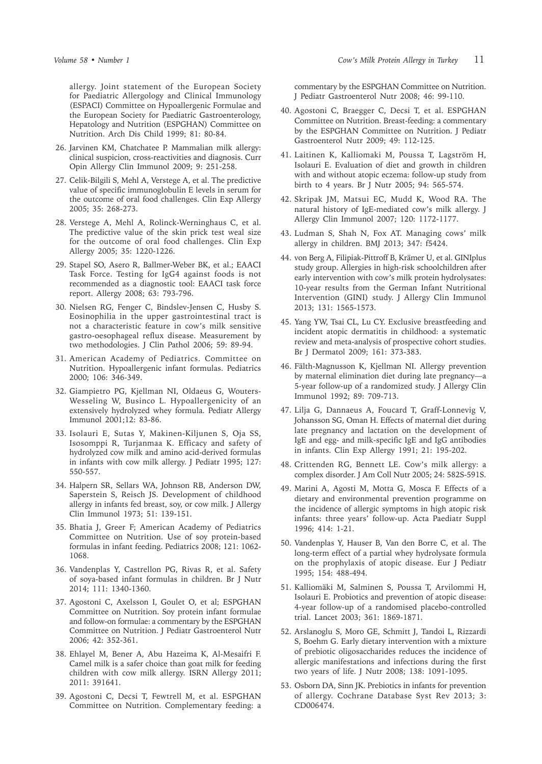allergy. Joint statement of the European Society for Paediatric Allergology and Clinical Immunology (ESPACI) Committee on Hypoallergenic Formulae and the European Society for Paediatric Gastroenterology, Hepatology and Nutrition (ESPGHAN) Committee on Nutrition. Arch Dis Child 1999; 81: 80-84.

26. Jarvinen KM, Chatchatee P. Mammalian milk allergy: clinical suspicion, cross-reactivities and diagnosis. Curr Opin Allergy Clin Immunol 2009; 9: 251-258.

27. Celik-Bilgili S, Mehl A, Verstege A, et al. The predictive value of specific immunoglobulin E levels in serum for the outcome of oral food challenges. Clin Exp Allergy 2005; 35: 268-273.

28. Verstege A, Mehl A, Rolinck-Werninghaus C, et al. The predictive value of the skin prick test weal size for the outcome of oral food challenges. Clin Exp Allergy 2005; 35: 1220-1226.

29. Stapel SO, Asero R, Ballmer-Weber BK, et al.; EAACI Task Force. Testing for IgG4 against foods is not recommended as a diagnostic tool: EAACI task force report. Allergy 2008; 63: 793-796.

30. Nielsen RG, Fenger C, Bindslev-Jensen C, Husby S. Eosinophilia in the upper gastrointestinal tract is not a characteristic feature in cow's milk sensitive gastro-oesophageal reflux disease. Measurement by two methodologies. J Clin Pathol 2006; 59: 89-94.

31. American Academy of Pediatrics. Committee on Nutrition. Hypoallergenic infant formulas. Pediatrics 2000; 106: 346-349.

32. Giampietro PG, Kjellman NI, Oldaeus G, Wouters-Wesseling W, Businco L. Hypoallergenicity of an extensively hydrolyzed whey formula. Pediatr Allergy Immunol 2001;12: 83-86.

33. Isolauri E, Sutas Y, Makinen-Kiljunen S, Oja SS, Isosomppi R, Turjanmaa K. Efficacy and safety of hydrolyzed cow milk and amino acid-derived formulas in infants with cow milk allergy. J Pediatr 1995; 127: 550-557.

34. Halpern SR, Sellars WA, Johnson RB, Anderson DW, Saperstein S, Reisch JS. Development of childhood allergy in infants fed breast, soy, or cow milk. J Allergy Clin Immunol 1973; 51: 139-151.

35. Bhatia J, Greer F; American Academy of Pediatrics Committee on Nutrition. Use of soy protein-based formulas in infant feeding. Pediatrics 2008; 121: 1062-1068.

36. Vandenplas Y, Castrellon PG, Rivas R, et al. Safety of soya-based infant formulas in children. Br J Nutr 2014; 111: 1340-1360.

37. Agostoni C, Axelsson I, Goulet O, et al; ESPGHAN Committee on Nutrition. Soy protein infant formulae and follow-on formulae: a commentary by the ESPGHAN Committee on Nutrition. J Pediatr Gastroenterol Nutr 2006; 42: 352-361.

38. Ehlayel M, Bener A, Abu Hazeima K, Al-Mesaifri F. Camel milk is a safer choice than goat milk for feeding children with cow milk allergy. ISRN Allergy 2011; 2011: 391641.

39. Agostoni C, Decsi T, Fewtrell M, et al. ESPGHAN Committee on Nutrition. Complementary feeding: a commentary by the ESPGHAN Committee on Nutrition. J Pediatr Gastroenterol Nutr 2008; 46: 99-110.

40. Agostoni C, Braegger C, Decsi T, et al. ESPGHAN Committee on Nutrition. Breast-feeding: a commentary by the ESPGHAN Committee on Nutrition. J Pediatr Gastroenterol Nutr 2009; 49: 112-125.

41. Laitinen K, Kalliomaki M, Poussa T, Lagström H, Isolauri E. Evaluation of diet and growth in children with and without atopic eczema: follow-up study from birth to 4 years. Br J Nutr 2005; 94: 565-574.

42. Skripak JM, Matsui EC, Mudd K, Wood RA. The natural history of IgE-mediated cow's milk allergy. J Allergy Clin Immunol 2007; 120: 1172-1177.

43. Ludman S, Shah N, Fox AT. Managing cows' milk allergy in children. BMJ 2013; 347: f5424.

44. von Berg A, Filipiak-Pittroff B, Krämer U, et al. GINIplus study group. Allergies in high-risk schoolchildren after early intervention with cow's milk protein hydrolysates: 10-year results from the German Infant Nutritional Intervention (GINI) study. J Allergy Clin Immunol 2013; 131: 1565-1573.

45. Yang YW, Tsai CL, Lu CY. Exclusive breastfeeding and incident atopic dermatitis in childhood: a systematic review and meta-analysis of prospective cohort studies. Br J Dermatol 2009; 161: 373-383.

46. Fälth-Magnusson K, Kjellman NI. Allergy prevention by maternal elimination diet during late pregnancy—a 5-year follow-up of a randomized study. J Allergy Clin Immunol 1992; 89: 709-713.

47. Lilja G, Dannaeus A, Foucard T, Graff-Lonnevig V, Johansson SG, Oman H. Effects of maternal diet during late pregnancy and lactation on the development of IgE and egg- and milk-specific IgE and IgG antibodies in infants. Clin Exp Allergy 1991; 21: 195-202.

48. Crittenden RG, Bennett LE. Cow's milk allergy: a complex disorder. J Am Coll Nutr 2005; 24: 582S-591S.

49. Marini A, Agosti M, Motta G, Mosca F. Effects of a dietary and environmental prevention programme on the incidence of allergic symptoms in high atopic risk infants: three years' follow-up. Acta Paediatr Suppl 1996; 414: 1-21.

50. Vandenplas Y, Hauser B, Van den Borre C, et al. The long-term effect of a partial whey hydrolysate formula on the prophylaxis of atopic disease. Eur J Pediatr 1995; 154: 488-494.

51. Kalliomäki M, Salminen S, Poussa T, Arvilommi H, Isolauri E. Probiotics and prevention of atopic disease: 4-year follow-up of a randomised placebo-controlled trial. Lancet 2003; 361: 1869-1871.

52. Arslanoglu S, Moro GE, Schmitt J, Tandoi L, Rizzardi S, Boehm G. Early dietary intervention with a mixture of prebiotic oligosaccharides reduces the incidence of allergic manifestations and infections during the first two years of life. J Nutr 2008; 138: 1091-1095.

53. Osborn DA, Sinn JK. Prebiotics in infants for prevention of allergy. Cochrane Database Syst Rev 2013; 3: CD006474.